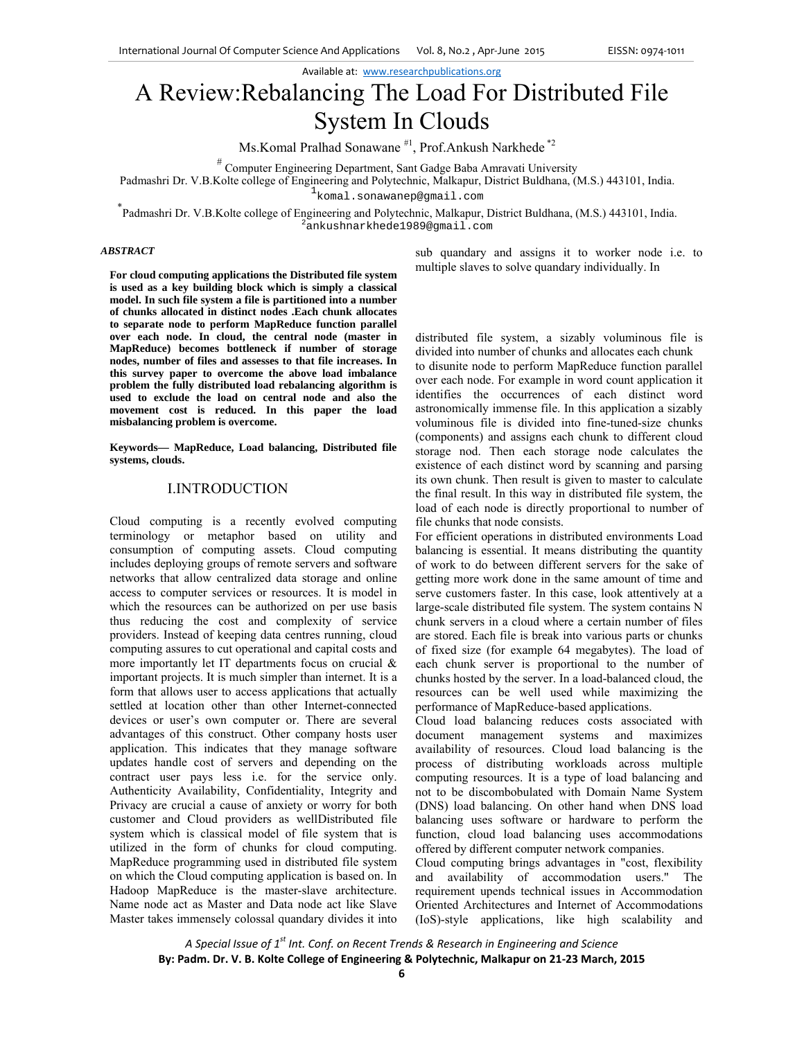# A Review:Rebalancing The Load For Distributed File System In Clouds

Ms.Komal Pralhad Sonawane [#1], Prof.Ankush Narkhede [*2]

[#] Computer Engineering Department, Sant Gadge Baba Amravati University
Padmashri Dr. V.B.Kolte college of Engineering and Polytechnic, Malkapur, District Buldhana, (M.S.) 443101, India.
[1]komal.sonawanep@gmail.com

[*]Padmashri Dr. V.B.Kolte college of Engineering and Polytechnic, Malkapur, District Buldhana, (M.S.) 443101, India.
[2]ankushnarkhede1989@gmail.com

***ABSTRACT***

**For cloud computing applications the Distributed file system is used as a key building block which is simply a classical model. In such file system a file is partitioned into a number of chunks allocated in distinct nodes .Each chunk allocates to separate node to perform MapReduce function parallel over each node. In cloud, the central node (master in MapReduce) becomes bottleneck if number of storage nodes, number of files and assesses to that file increases. In this survey paper to overcome the above load imbalance problem the fully distributed load rebalancing algorithm is used to exclude the load on central node and also the movement cost is reduced. In this paper the load misbalancing problem is overcome.**

**Keywords— MapReduce, Load balancing, Distributed file systems, clouds.**

## I.INTRODUCTION

Cloud computing is a recently evolved computing terminology or metaphor based on utility and consumption of computing assets. Cloud computing includes deploying groups of remote servers and software networks that allow centralized data storage and online access to computer services or resources. It is model in which the resources can be authorized on per use basis thus reducing the cost and complexity of service providers. Instead of keeping data centres running, cloud computing assures to cut operational and capital costs and more importantly let IT departments focus on crucial & important projects. It is much simpler than internet. It is a form that allows user to access applications that actually settled at location other than other Internet-connected devices or user's own computer or. There are several advantages of this construct. Other company hosts user application. This indicates that they manage software updates handle cost of servers and depending on the contract user pays less i.e. for the service only. Authenticity Availability, Confidentiality, Integrity and Privacy are crucial a cause of anxiety or worry for both customer and Cloud providers as wellDistributed file system which is classical model of file system that is utilized in the form of chunks for cloud computing. MapReduce programming used in distributed file system on which the Cloud computing application is based on. In Hadoop MapReduce is the master-slave architecture. Name node act as Master and Data node act like Slave Master takes immensely colossal quandary divides it into sub quandary and assigns it to worker node i.e. to multiple slaves to solve quandary individually. In distributed file system, a sizably voluminous file is divided into number of chunks and allocates each chunk to disunite node to perform MapReduce function parallel over each node. For example in word count application it identifies the occurrences of each distinct word astronomically immense file. In this application a sizably voluminous file is divided into fine-tuned-size chunks (components) and assigns each chunk to different cloud storage nod. Then each storage node calculates the existence of each distinct word by scanning and parsing its own chunk. Then result is given to master to calculate the final result. In this way in distributed file system, the load of each node is directly proportional to number of file chunks that node consists.

For efficient operations in distributed environments Load balancing is essential. It means distributing the quantity of work to do between different servers for the sake of getting more work done in the same amount of time and serve customers faster. In this case, look attentively at a large-scale distributed file system. The system contains N chunk servers in a cloud where a certain number of files are stored. Each file is break into various parts or chunks of fixed size (for example 64 megabytes). The load of each chunk server is proportional to the number of chunks hosted by the server. In a load-balanced cloud, the resources can be well used while maximizing the performance of MapReduce-based applications.

Cloud load balancing reduces costs associated with document management systems and maximizes availability of resources. Cloud load balancing is the process of distributing workloads across multiple computing resources. It is a type of load balancing and not to be discombobulated with Domain Name System (DNS) load balancing. On other hand when DNS load balancing uses software or hardware to perform the function, cloud load balancing uses accommodations offered by different computer network companies.

Cloud computing brings advantages in "cost, flexibility and availability of accommodation users." The requirement upends technical issues in Accommodation Oriented Architectures and Internet of Accommodations (IoS)-style applications, like high scalability and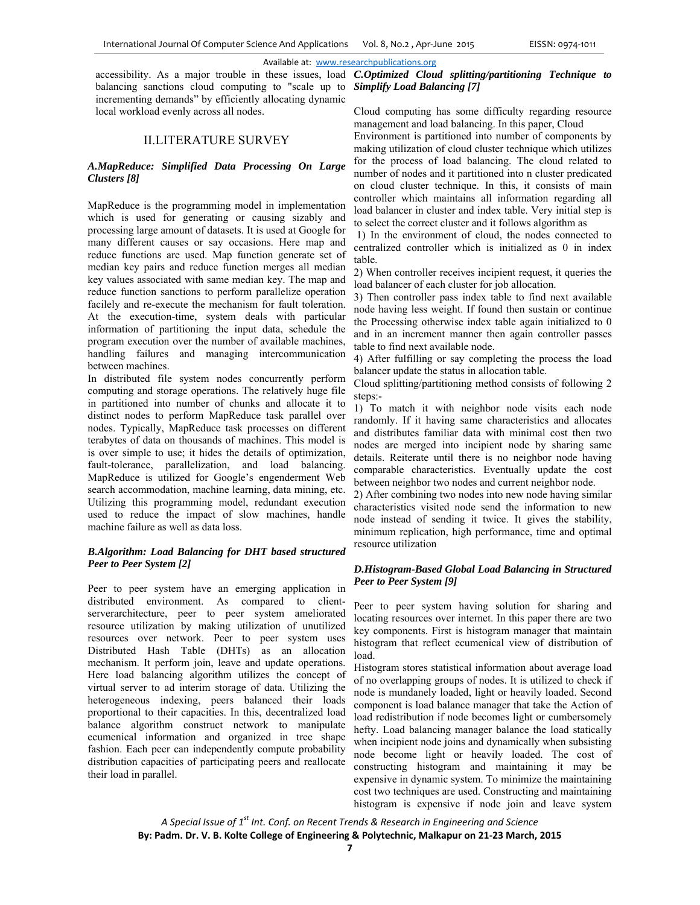accessibility. As a major trouble in these issues, load balancing sanctions cloud computing to "scale up to incrementing demands" by efficiently allocating dynamic local workload evenly across all nodes.

## II.LITERATURE SURVEY

### *A.MapReduce: Simplified Data Processing On Large Clusters [8]*

MapReduce is the programming model in implementation which is used for generating or causing sizably and processing large amount of datasets. It is used at Google for many different causes or say occasions. Here map and reduce functions are used. Map function generate set of median key pairs and reduce function merges all median key values associated with same median key. The map and reduce function sanctions to perform parallelize operation facilely and re-execute the mechanism for fault toleration. At the execution-time, system deals with particular information of partitioning the input data, schedule the program execution over the number of available machines, handling failures and managing intercommunication between machines.

In distributed file system nodes concurrently perform computing and storage operations. The relatively huge file in partitioned into number of chunks and allocate it to distinct nodes to perform MapReduce task parallel over nodes. Typically, MapReduce task processes on different terabytes of data on thousands of machines. This model is is over simple to use; it hides the details of optimization, fault-tolerance, parallelization, and load balancing. MapReduce is utilized for Google's engenderment Web search accommodation, machine learning, data mining, etc. Utilizing this programming model, redundant execution used to reduce the impact of slow machines, handle machine failure as well as data loss.

### *B.Algorithm: Load Balancing for DHT based structured Peer to Peer System [2]*

Peer to peer system have an emerging application in distributed environment. As compared to client-serverarchitecture, peer to peer system ameliorated resource utilization by making utilization of unutilized resources over network. Peer to peer system uses Distributed Hash Table (DHTs) as an allocation mechanism. It perform join, leave and update operations. Here load balancing algorithm utilizes the concept of virtual server to ad interim storage of data. Utilizing the heterogeneous indexing, peers balanced their loads proportional to their capacities. In this, decentralized load balance algorithm construct network to manipulate ecumenical information and organized in tree shape fashion. Each peer can independently compute probability distribution capacities of participating peers and reallocate their load in parallel.

### *C.Optimized Cloud splitting/partitioning Technique to Simplify Load Balancing [7]*

Cloud computing has some difficulty regarding resource management and load balancing. In this paper, Cloud Environment is partitioned into number of components by making utilization of cloud cluster technique which utilizes for the process of load balancing. The cloud related to number of nodes and it partitioned into n cluster predicated on cloud cluster technique. In this, it consists of main controller which maintains all information regarding all load balancer in cluster and index table. Very initial step is to select the correct cluster and it follows algorithm as

1) In the environment of cloud, the nodes connected to centralized controller which is initialized as 0 in index table.

2) When controller receives incipient request, it queries the load balancer of each cluster for job allocation.

3) Then controller pass index table to find next available node having less weight. If found then sustain or continue the Processing otherwise index table again initialized to 0 and in an increment manner then again controller passes table to find next available node.

4) After fulfilling or say completing the process the load balancer update the status in allocation table.

Cloud splitting/partitioning method consists of following 2 steps:-

1) To match it with neighbor node visits each node randomly. If it having same characteristics and allocates and distributes familiar data with minimal cost then two nodes are merged into incipient node by sharing same details. Reiterate until there is no neighbor node having comparable characteristics. Eventually update the cost between neighbor two nodes and current neighbor node.

2) After combining two nodes into new node having similar characteristics visited node send the information to new node instead of sending it twice. It gives the stability, minimum replication, high performance, time and optimal resource utilization

### *D.Histogram-Based Global Load Balancing in Structured Peer to Peer System [9]*

Peer to peer system having solution for sharing and locating resources over internet. In this paper there are two key components. First is histogram manager that maintain histogram that reflect ecumenical view of distribution of load.

Histogram stores statistical information about average load of no overlapping groups of nodes. It is utilized to check if node is mundanely loaded, light or heavily loaded. Second component is load balance manager that take the Action of load redistribution if node becomes light or cumbersomely hefty. Load balancing manager balance the load statically when incipient node joins and dynamically when subsisting node become light or heavily loaded. The cost of constructing histogram and maintaining it may be expensive in dynamic system. To minimize the maintaining cost two techniques are used. Constructing and maintaining histogram is expensive if node join and leave system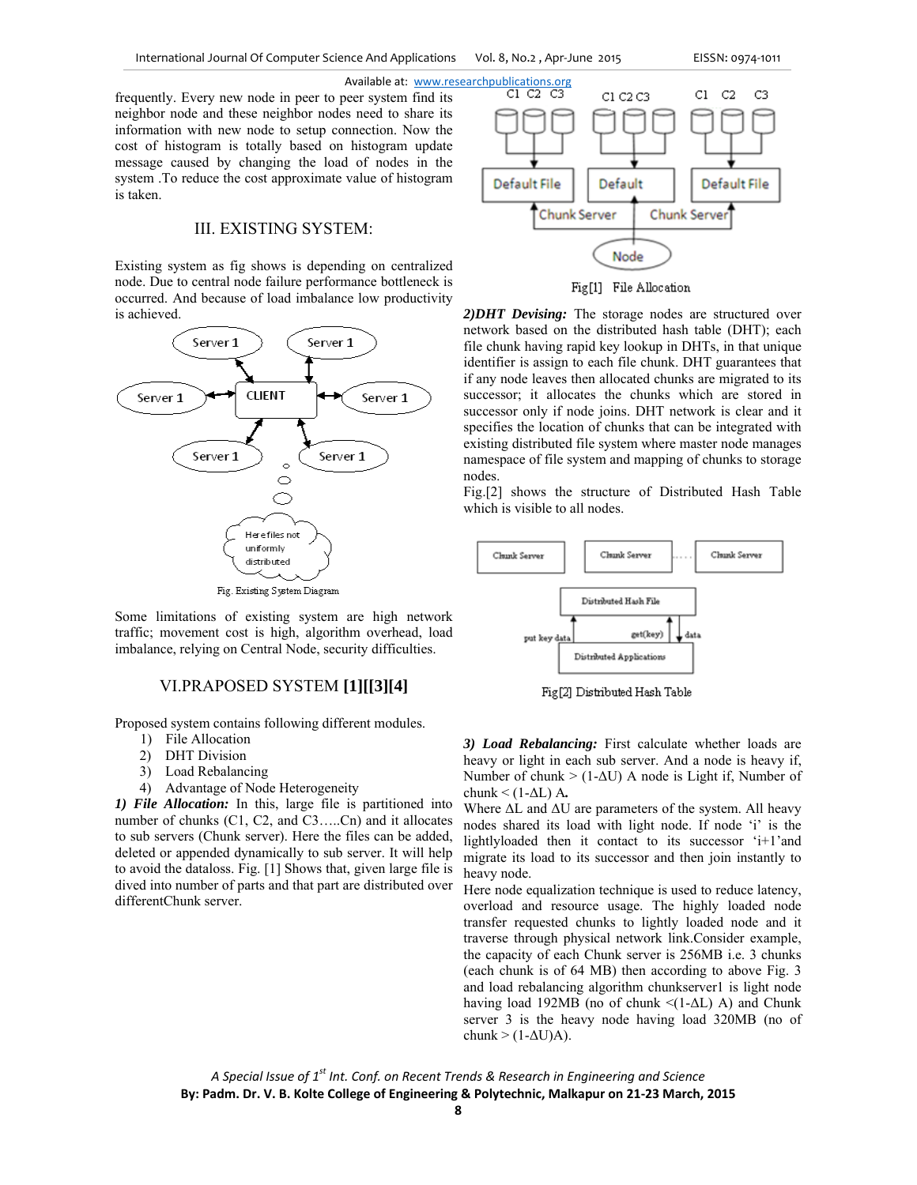frequently. Every new node in peer to peer system find its neighbor node and these neighbor nodes need to share its information with new node to setup connection. Now the cost of histogram is totally based on histogram update message caused by changing the load of nodes in the system .To reduce the cost approximate value of histogram is taken.

## III. EXISTING SYSTEM:

Existing system as fig shows is depending on centralized node. Due to central node failure performance bottleneck is occurred. And because of load imbalance low productivity is achieved.

Fig. Existing System Diagram

Some limitations of existing system are high network traffic; movement cost is high, algorithm overhead, load imbalance, relying on Central Node, security difficulties.

## VI.PRAPOSED SYSTEM **[1][[3][4]**

Proposed system contains following different modules.

1) File Allocation
2) DHT Division
3) Load Rebalancing
4) Advantage of Node Heterogeneity

***1) File Allocation:*** In this, large file is partitioned into number of chunks (C1, C2, and C3…..Cn) and it allocates to sub servers (Chunk server). Here the files can be added, deleted or appended dynamically to sub server. It will help to avoid the dataloss. Fig. [1] Shows that, given large file is dived into number of parts and that part are distributed over differentChunk server.

Fig[1] File Allocation

***2)DHT Devising:*** The storage nodes are structured over network based on the distributed hash table (DHT); each file chunk having rapid key lookup in DHTs, in that unique identifier is assign to each file chunk. DHT guarantees that if any node leaves then allocated chunks are migrated to its successor; it allocates the chunks which are stored in successor only if node joins. DHT network is clear and it specifies the location of chunks that can be integrated with existing distributed file system where master node manages namespace of file system and mapping of chunks to storage nodes.

Fig.[2] shows the structure of Distributed Hash Table which is visible to all nodes.

Fig[2] Distributed Hash Table

***3) Load Rebalancing:*** First calculate whether loads are heavy or light in each sub server. And a node is heavy if, Number of chunk > (1-ΔU) A node is Light if, Number of chunk < (1-ΔL) A**.**

Where ΔL and ΔU are parameters of the system. All heavy nodes shared its load with light node. If node 'i' is the lightlyloaded then it contact to its successor 'i+1'and migrate its load to its successor and then join instantly to heavy node.

Here node equalization technique is used to reduce latency, overload and resource usage. The highly loaded node transfer requested chunks to lightly loaded node and it traverse through physical network link.Consider example, the capacity of each Chunk server is 256MB i.e. 3 chunks (each chunk is of 64 MB) then according to above Fig. 3 and load rebalancing algorithm chunkserver1 is light node having load 192MB (no of chunk <(1-ΔL) A) and Chunk server 3 is the heavy node having load 320MB (no of chunk > (1-ΔU)A).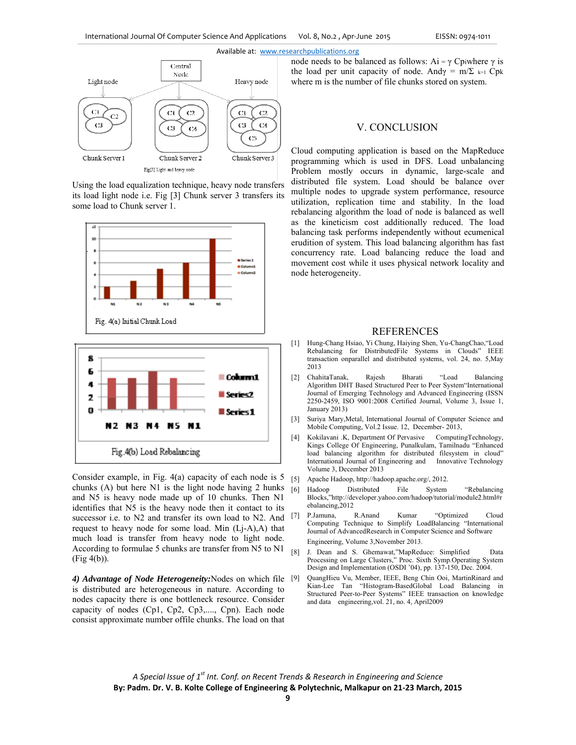Light node

Central Node

Heavy node

C1 C2 C3

C1 C2 C3 C4

C1 C2 C3 C4 C5

Chunk Server 1

Chunk Server 2

Chunk Server 3

Fig[3] Light and heavy node

Using the load equalization technique, heavy node transfers its load light node i.e. Fig [3] Chunk server 3 transfers its some load to Chunk server 1.

12
10
8
6
4
2
0
N1 N2 N3 N4 N5
Series1
Column1
Column2

Fig. 4(a) Initial Chunk Load

8
6
4
2
0
N2 N3 N4 N5 N1
Column1
Series2
Series1

Fig.4(b) Load Rebalancing

Consider example, in Fig. 4(a) capacity of each node is 5 chunks (A) but here N1 is the light node having 2 hunks and N5 is heavy node made up of 10 chunks. Then N1 identifies that N5 is the heavy node then it contact to its successor i.e. to N2 and transfer its own load to N2. And request to heavy node for some load. Min (Lj-A),A) that much load is transfer from heavy node to light node. According to formulae 5 chunks are transfer from N5 to N1 (Fig 4(b)).

***4) Advantage of Node Heterogeneity:*** Nodes on which file is distributed are heterogeneous in nature. According to nodes capacity there is one bottleneck resource. Consider capacity of nodes ($Cp1, Cp2, Cp3, \ldots, Cpn$). Each node consist approximate number offile chunks. The load on that node needs to be balanced as follows: $Ai = \gamma\ Cpi$ where $\gamma$ is the load per unit capacity of node. And $\gamma = m/\Sigma_{k=1} Cpk$ where m is the number of file chunks stored on system.

# V. CONCLUSION

Cloud computing application is based on the MapReduce programming which is used in DFS. Load unbalancing Problem mostly occurs in dynamic, large-scale and distributed file system. Load should be balance over multiple nodes to upgrade system performance, resource utilization, replication time and stability. In the load rebalancing algorithm the load of node is balanced as well as the kineticism cost additionally reduced. The load balancing task performs independently without ecumenical erudition of system. This load balancing algorithm has fast concurrency rate. Load balancing reduce the load and movement cost while it uses physical network locality and node heterogeneity.

# REFERENCES

[1] Hung-Chang Hsiao, Yi Chung, Haiying Shen, Yu-ChangChao,"Load Rebalancing for DistributedFile Systems in Clouds" IEEE transaction onparallel and distributed systems, vol. 24, no. 5,May 2013

[2] ChahitaTanak, Rajesh Bharati "Load Balancing Algorithm DHT Based Structured Peer to Peer System"International Journal of Emerging Technology and Advanced Engineering (ISSN 2250-2459, ISO 9001:2008 Certified Journal, Volume 3, Issue 1, January 2013)

[3] Suriya Mary,Metal, International Journal of Computer Science and Mobile Computing, Vol.2 Issue. 12, December- 2013,

[4] Kokilavani .K, Department Of Pervasive ComputingTechnology, Kings College Of Engineering, Punalkulam, Tamilnadu "Enhanced load balancing algorithm for distributed filesystem in cloud" International Journal of Engineering and Innovative Technology Volume 3, December 2013

[5] Apache Hadoop, http://hadoop.apache.org/, 2012.

[6] Hadoop Distributed File System "Rebalancing Blocks,"http://developer.yahoo.com/hadoop/tutorial/module2.html#rebalancing,2012

[7] P.Jamuna, R.Anand Kumar "Optimized Cloud Computing Technique to Simplify LoadBalancing "International Journal of AdvancedResearch in Computer Science and Software Engineering, Volume 3,November 2013.

[8] J. Dean and S. Ghemawat,"MapReduce: Simplified Data Processing on Large Clusters," Proc. Sixth Symp.Operating System Design and Implementation (OSDI '04), pp. 137-150, Dec. 2004.

[9] QuangHieu Vu, Member, IEEE, Beng Chin Ooi, MartinRinard and Kian-Lee Tan "Histogram-BasedGlobal Load Balancing in Structured Peer-to-Peer Systems" IEEE transaction on knowledge and data engineering,vol. 21, no. 4, April2009